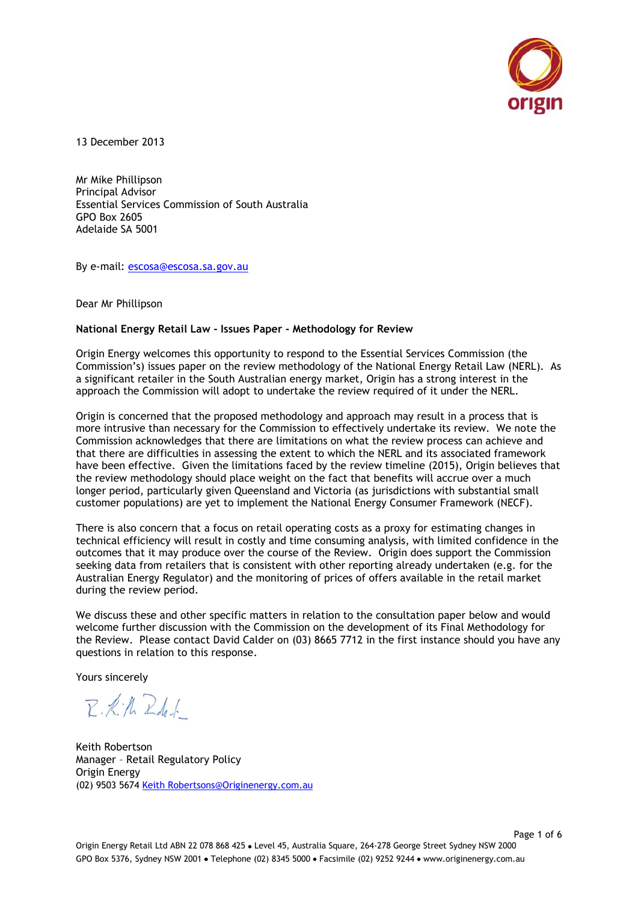13 December 2013

Mr Mike Phillipson
Principal Advisor
Essential Services Commission of South Australia
GPO Box 2605
Adelaide SA 5001

By e-mail: escosa@escosa.sa.gov.au

Dear Mr Phillipson

**National Energy Retail Law - Issues Paper - Methodology for Review**

Origin Energy welcomes this opportunity to respond to the Essential Services Commission (the Commission's) issues paper on the review methodology of the National Energy Retail Law (NERL). As a significant retailer in the South Australian energy market, Origin has a strong interest in the approach the Commission will adopt to undertake the review required of it under the NERL.

Origin is concerned that the proposed methodology and approach may result in a process that is more intrusive than necessary for the Commission to effectively undertake its review. We note the Commission acknowledges that there are limitations on what the review process can achieve and that there are difficulties in assessing the extent to which the NERL and its associated framework have been effective. Given the limitations faced by the review timeline (2015), Origin believes that the review methodology should place weight on the fact that benefits will accrue over a much longer period, particularly given Queensland and Victoria (as jurisdictions with substantial small customer populations) are yet to implement the National Energy Consumer Framework (NECF).

There is also concern that a focus on retail operating costs as a proxy for estimating changes in technical efficiency will result in costly and time consuming analysis, with limited confidence in the outcomes that it may produce over the course of the Review. Origin does support the Commission seeking data from retailers that is consistent with other reporting already undertaken (e.g. for the Australian Energy Regulator) and the monitoring of prices of offers available in the retail market during the review period.

We discuss these and other specific matters in relation to the consultation paper below and would welcome further discussion with the Commission on the development of its Final Methodology for the Review. Please contact David Calder on (03) 8665 7712 in the first instance should you have any questions in relation to this response.

Yours sincerely

Keith Robertson
Manager – Retail Regulatory Policy
Origin Energy
(02) 9503 5674 Keith Robertsons@Originenergy.com.au

Origin Energy Retail Ltd ABN 22 078 868 425 • Level 45, Australia Square, 264-278 George Street Sydney NSW 2000
GPO Box 5376, Sydney NSW 2001 • Telephone (02) 8345 5000 • Facsimile (02) 9252 9244 • www.originenergy.com.au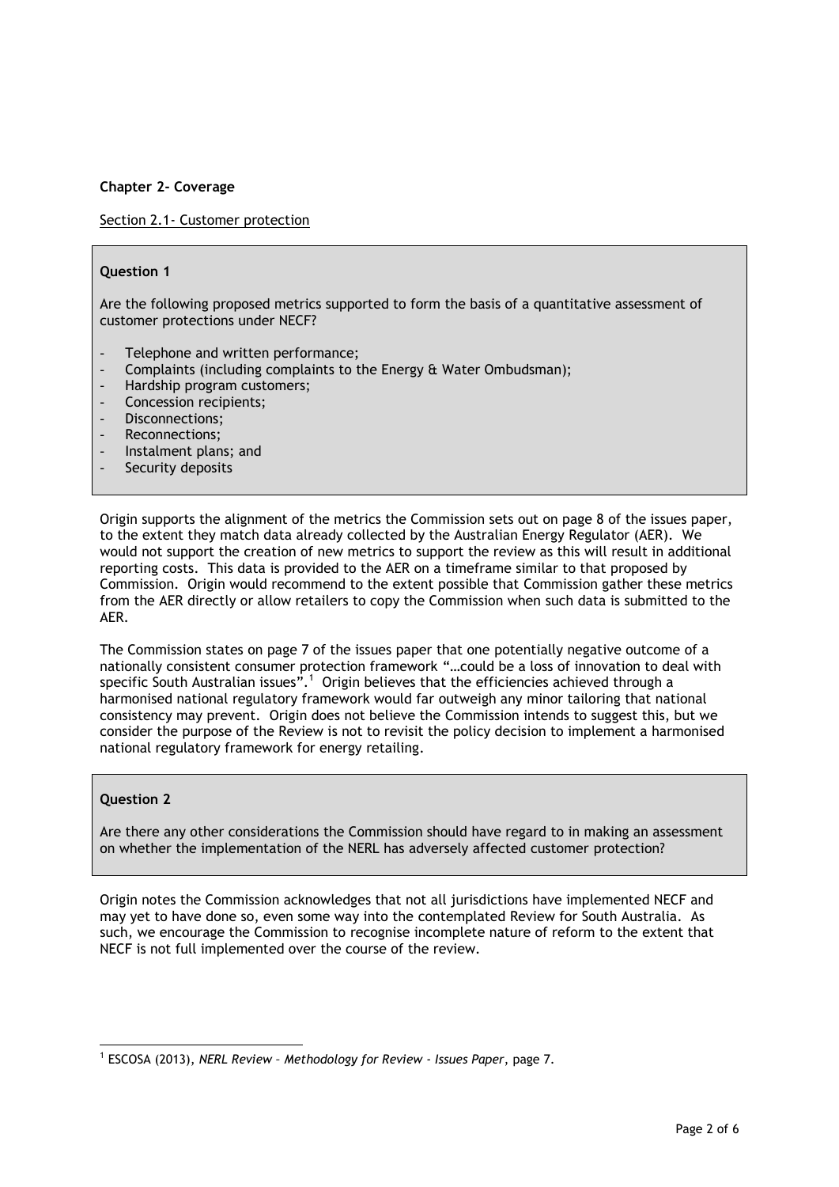**Chapter 2- Coverage**

Section 2.1- Customer protection

**Question 1**

Are the following proposed metrics supported to form the basis of a quantitative assessment of customer protections under NECF?

- Telephone and written performance;
- Complaints (including complaints to the Energy & Water Ombudsman);
- Hardship program customers;
- Concession recipients;
- Disconnections;
- Reconnections;
- Instalment plans; and
- Security deposits

Origin supports the alignment of the metrics the Commission sets out on page 8 of the issues paper, to the extent they match data already collected by the Australian Energy Regulator (AER). We would not support the creation of new metrics to support the review as this will result in additional reporting costs. This data is provided to the AER on a timeframe similar to that proposed by Commission. Origin would recommend to the extent possible that Commission gather these metrics from the AER directly or allow retailers to copy the Commission when such data is submitted to the AER.

The Commission states on page 7 of the issues paper that one potentially negative outcome of a nationally consistent consumer protection framework "…could be a loss of innovation to deal with specific South Australian issues".[1] Origin believes that the efficiencies achieved through a harmonised national regulatory framework would far outweigh any minor tailoring that national consistency may prevent. Origin does not believe the Commission intends to suggest this, but we consider the purpose of the Review is not to revisit the policy decision to implement a harmonised national regulatory framework for energy retailing.

**Question 2**

Are there any other considerations the Commission should have regard to in making an assessment on whether the implementation of the NERL has adversely affected customer protection?

Origin notes the Commission acknowledges that not all jurisdictions have implemented NECF and may yet to have done so, even some way into the contemplated Review for South Australia. As such, we encourage the Commission to recognise incomplete nature of reform to the extent that NECF is not full implemented over the course of the review.

[1] ESCOSA (2013), *NERL Review – Methodology for Review - Issues Paper*, page 7.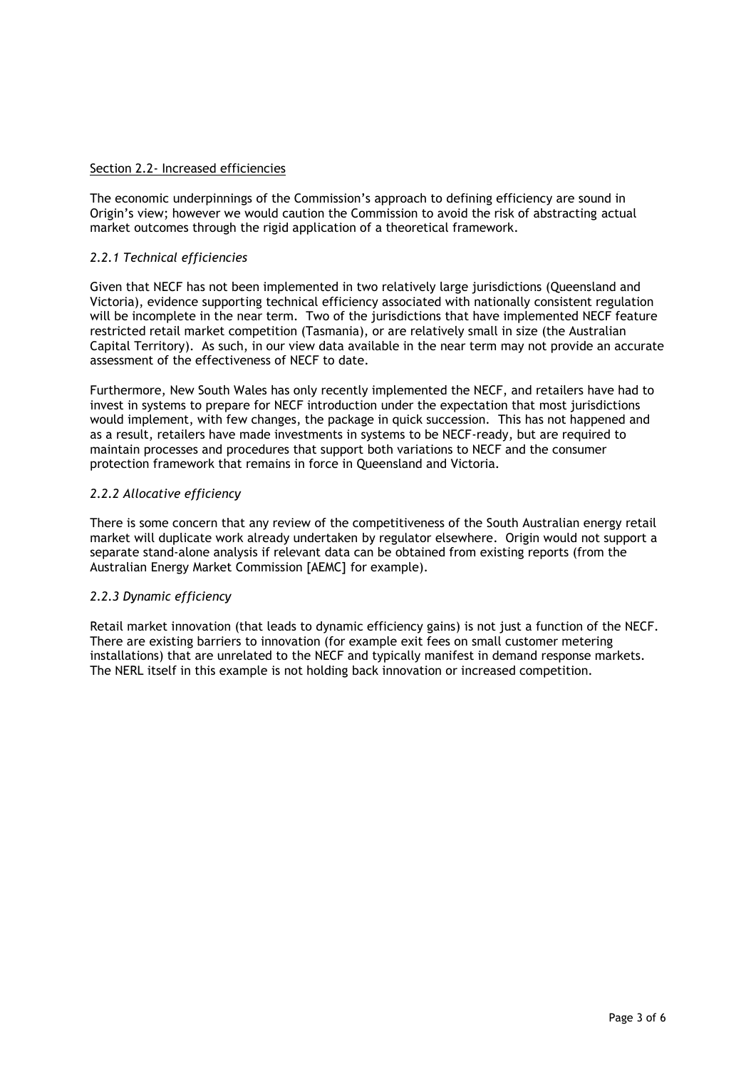## Section 2.2- Increased efficiencies

The economic underpinnings of the Commission's approach to defining efficiency are sound in Origin's view; however we would caution the Commission to avoid the risk of abstracting actual market outcomes through the rigid application of a theoretical framework.

### *2.2.1 Technical efficiencies*

Given that NECF has not been implemented in two relatively large jurisdictions (Queensland and Victoria), evidence supporting technical efficiency associated with nationally consistent regulation will be incomplete in the near term. Two of the jurisdictions that have implemented NECF feature restricted retail market competition (Tasmania), or are relatively small in size (the Australian Capital Territory). As such, in our view data available in the near term may not provide an accurate assessment of the effectiveness of NECF to date.

Furthermore, New South Wales has only recently implemented the NECF, and retailers have had to invest in systems to prepare for NECF introduction under the expectation that most jurisdictions would implement, with few changes, the package in quick succession. This has not happened and as a result, retailers have made investments in systems to be NECF-ready, but are required to maintain processes and procedures that support both variations to NECF and the consumer protection framework that remains in force in Queensland and Victoria.

### *2.2.2 Allocative efficiency*

There is some concern that any review of the competitiveness of the South Australian energy retail market will duplicate work already undertaken by regulator elsewhere. Origin would not support a separate stand-alone analysis if relevant data can be obtained from existing reports (from the Australian Energy Market Commission [AEMC] for example).

### *2.2.3 Dynamic efficiency*

Retail market innovation (that leads to dynamic efficiency gains) is not just a function of the NECF. There are existing barriers to innovation (for example exit fees on small customer metering installations) that are unrelated to the NECF and typically manifest in demand response markets. The NERL itself in this example is not holding back innovation or increased competition.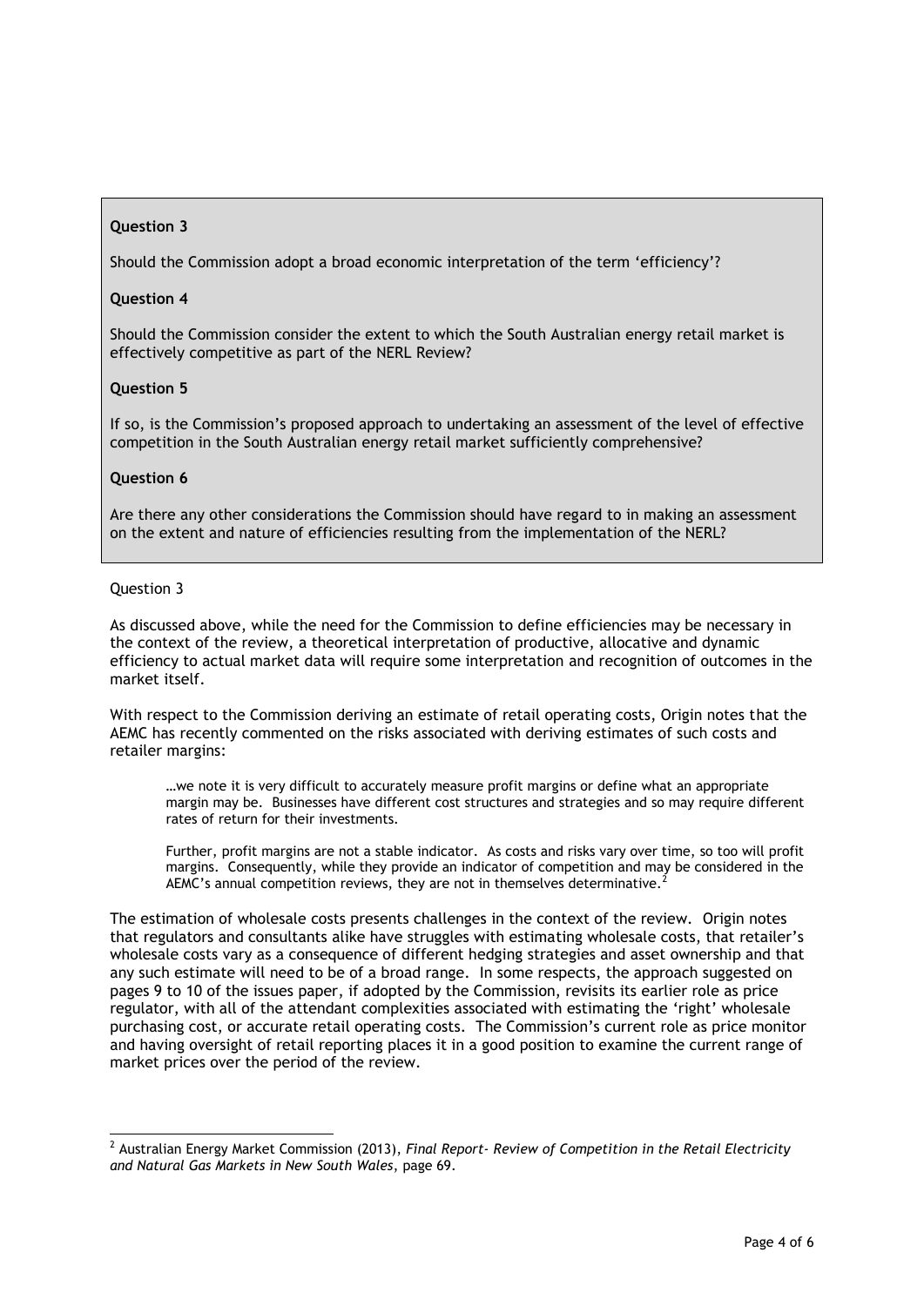> **Question 3**
>
> Should the Commission adopt a broad economic interpretation of the term 'efficiency'?
>
> **Question 4**
>
> Should the Commission consider the extent to which the South Australian energy retail market is effectively competitive as part of the NERL Review?
>
> **Question 5**
>
> If so, is the Commission's proposed approach to undertaking an assessment of the level of effective competition in the South Australian energy retail market sufficiently comprehensive?
>
> **Question 6**
>
> Are there any other considerations the Commission should have regard to in making an assessment on the extent and nature of efficiencies resulting from the implementation of the NERL?

Question 3

As discussed above, while the need for the Commission to define efficiencies may be necessary in the context of the review, a theoretical interpretation of productive, allocative and dynamic efficiency to actual market data will require some interpretation and recognition of outcomes in the market itself.

With respect to the Commission deriving an estimate of retail operating costs, Origin notes that the AEMC has recently commented on the risks associated with deriving estimates of such costs and retailer margins:

> …we note it is very difficult to accurately measure profit margins or define what an appropriate margin may be. Businesses have different cost structures and strategies and so may require different rates of return for their investments.
>
> Further, profit margins are not a stable indicator. As costs and risks vary over time, so too will profit margins. Consequently, while they provide an indicator of competition and may be considered in the AEMC's annual competition reviews, they are not in themselves determinative.[2]

The estimation of wholesale costs presents challenges in the context of the review. Origin notes that regulators and consultants alike have struggles with estimating wholesale costs, that retailer's wholesale costs vary as a consequence of different hedging strategies and asset ownership and that any such estimate will need to be of a broad range. In some respects, the approach suggested on pages 9 to 10 of the issues paper, if adopted by the Commission, revisits its earlier role as price regulator, with all of the attendant complexities associated with estimating the 'right' wholesale purchasing cost, or accurate retail operating costs. The Commission's current role as price monitor and having oversight of retail reporting places it in a good position to examine the current range of market prices over the period of the review.

---

[2] Australian Energy Market Commission (2013), *Final Report- Review of Competition in the Retail Electricity and Natural Gas Markets in New South Wales*, page 69.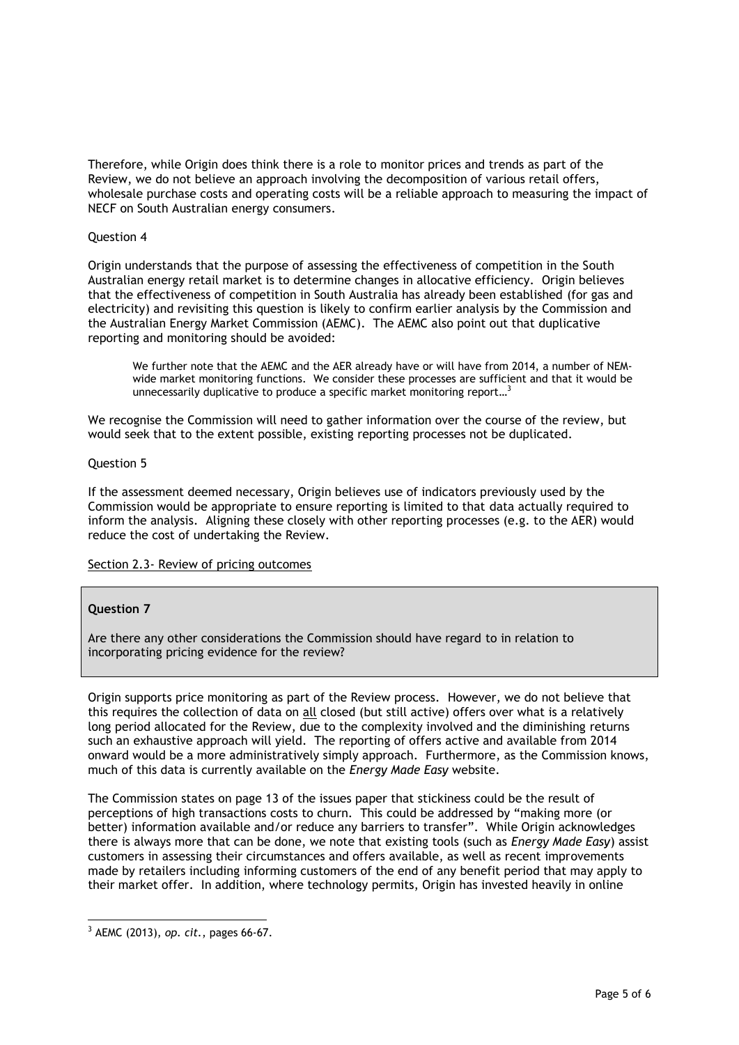Therefore, while Origin does think there is a role to monitor prices and trends as part of the Review, we do not believe an approach involving the decomposition of various retail offers, wholesale purchase costs and operating costs will be a reliable approach to measuring the impact of NECF on South Australian energy consumers.

Question 4

Origin understands that the purpose of assessing the effectiveness of competition in the South Australian energy retail market is to determine changes in allocative efficiency. Origin believes that the effectiveness of competition in South Australia has already been established (for gas and electricity) and revisiting this question is likely to confirm earlier analysis by the Commission and the Australian Energy Market Commission (AEMC). The AEMC also point out that duplicative reporting and monitoring should be avoided:

> We further note that the AEMC and the AER already have or will have from 2014, a number of NEM-wide market monitoring functions. We consider these processes are sufficient and that it would be unnecessarily duplicative to produce a specific market monitoring report…[3]

We recognise the Commission will need to gather information over the course of the review, but would seek that to the extent possible, existing reporting processes not be duplicated.

Question 5

If the assessment deemed necessary, Origin believes use of indicators previously used by the Commission would be appropriate to ensure reporting is limited to that data actually required to inform the analysis. Aligning these closely with other reporting processes (e.g. to the AER) would reduce the cost of undertaking the Review.

Section 2.3- Review of pricing outcomes

> **Question 7**
>
> Are there any other considerations the Commission should have regard to in relation to incorporating pricing evidence for the review?

Origin supports price monitoring as part of the Review process. However, we do not believe that this requires the collection of data on all closed (but still active) offers over what is a relatively long period allocated for the Review, due to the complexity involved and the diminishing returns such an exhaustive approach will yield. The reporting of offers active and available from 2014 onward would be a more administratively simply approach. Furthermore, as the Commission knows, much of this data is currently available on the *Energy Made Easy* website.

The Commission states on page 13 of the issues paper that stickiness could be the result of perceptions of high transactions costs to churn. This could be addressed by "making more (or better) information available and/or reduce any barriers to transfer". While Origin acknowledges there is always more that can be done, we note that existing tools (such as *Energy Made Easy*) assist customers in assessing their circumstances and offers available, as well as recent improvements made by retailers including informing customers of the end of any benefit period that may apply to their market offer. In addition, where technology permits, Origin has invested heavily in online

---

[3] AEMC (2013), *op. cit.*, pages 66-67.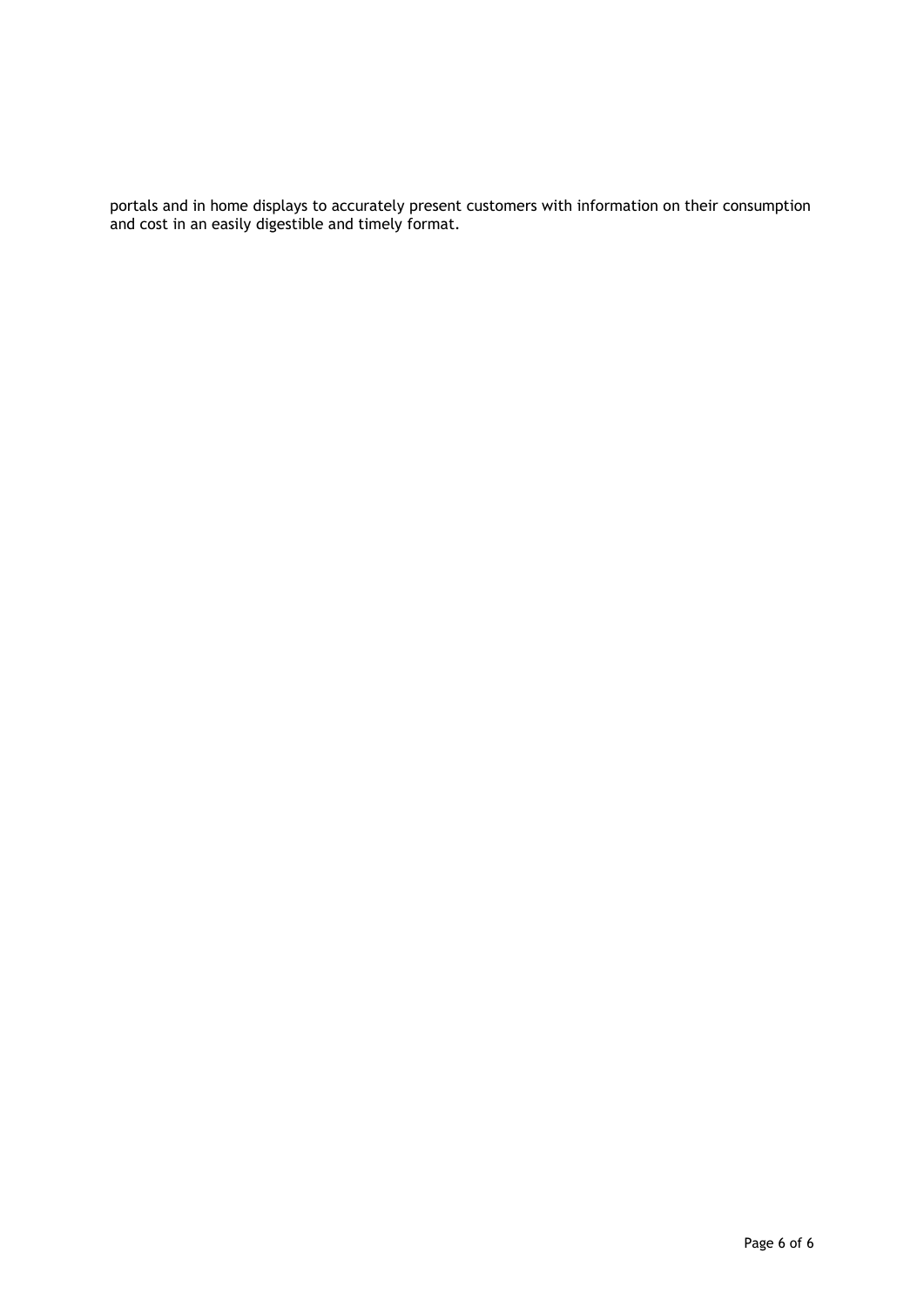portals and in home displays to accurately present customers with information on their consumption and cost in an easily digestible and timely format.